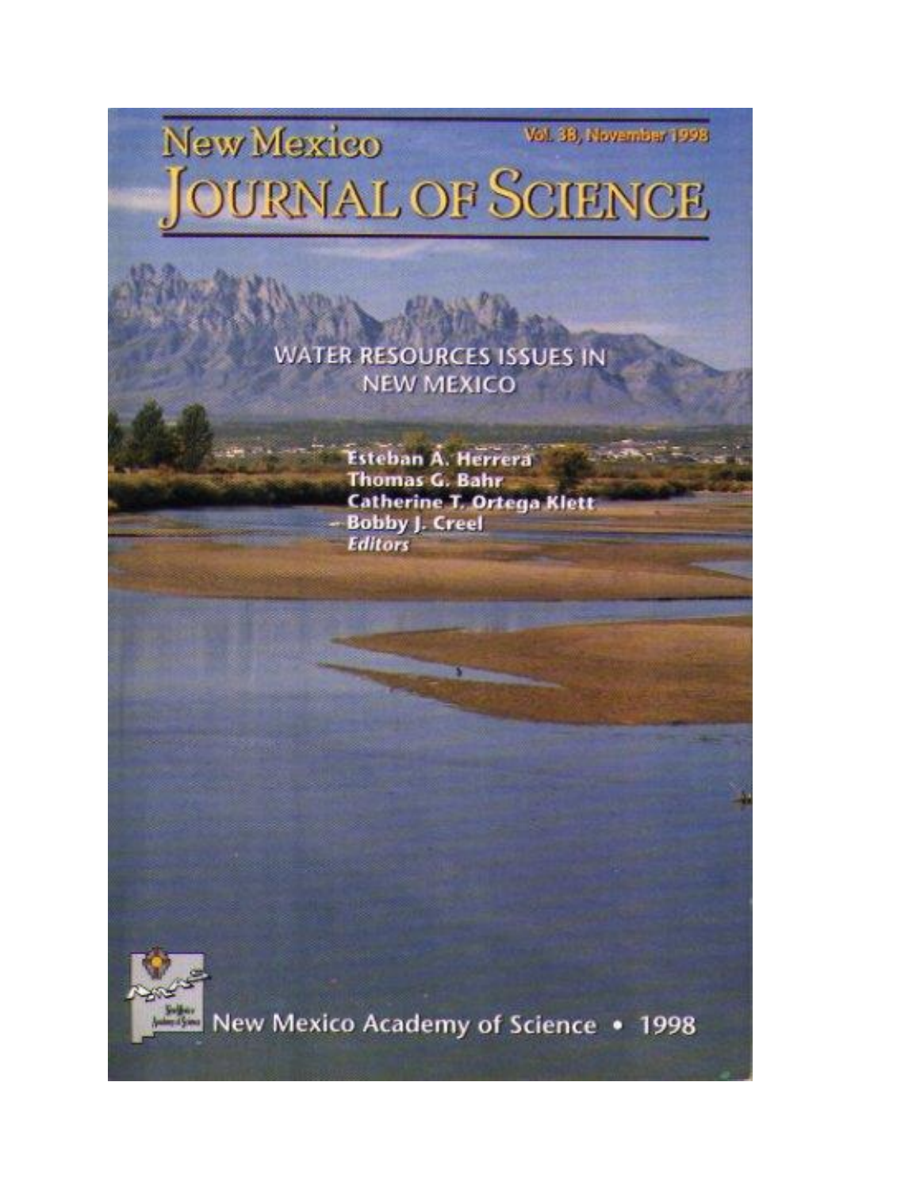# New Mexico Journal of Science

Vol. 38, November 1998

## WATER RESOURCES ISSUES IN NEW MEXICO

**Esteban A. Herrera**
**Thomas G. Bahr**
**Catherine T. Ortega Klett**
**Bobby J. Creel**
***Editors***

New Mexico Academy of Science • 1998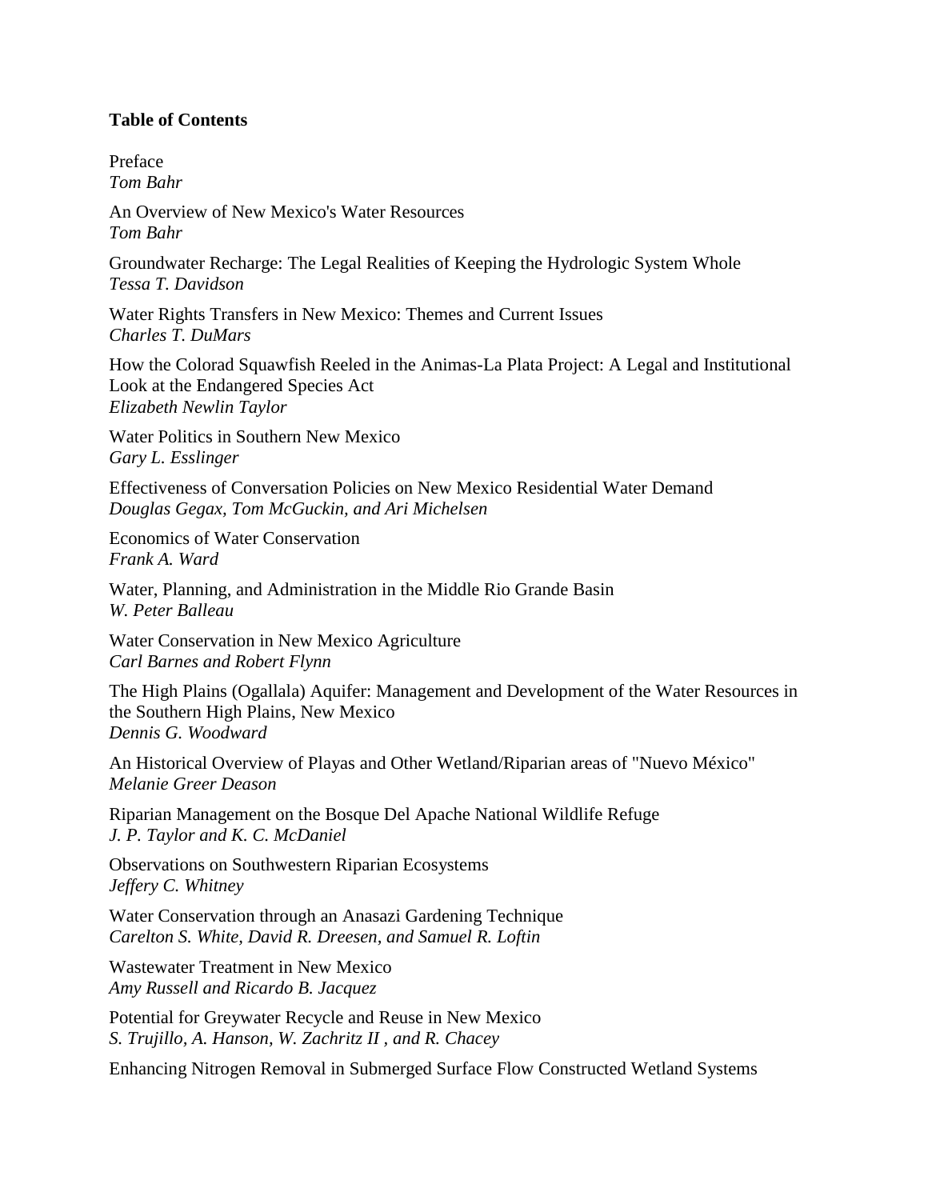**Table of Contents**

Preface
*Tom Bahr*

An Overview of New Mexico's Water Resources
*Tom Bahr*

Groundwater Recharge: The Legal Realities of Keeping the Hydrologic System Whole
*Tessa T. Davidson*

Water Rights Transfers in New Mexico: Themes and Current Issues
*Charles T. DuMars*

How the Colorad Squawfish Reeled in the Animas-La Plata Project: A Legal and Institutional Look at the Endangered Species Act
*Elizabeth Newlin Taylor*

Water Politics in Southern New Mexico
*Gary L. Esslinger*

Effectiveness of Conversation Policies on New Mexico Residential Water Demand
*Douglas Gegax, Tom McGuckin, and Ari Michelsen*

Economics of Water Conservation
*Frank A. Ward*

Water, Planning, and Administration in the Middle Rio Grande Basin
*W. Peter Balleau*

Water Conservation in New Mexico Agriculture
*Carl Barnes and Robert Flynn*

The High Plains (Ogallala) Aquifer: Management and Development of the Water Resources in the Southern High Plains, New Mexico
*Dennis G. Woodward*

An Historical Overview of Playas and Other Wetland/Riparian areas of "Nuevo México"
*Melanie Greer Deason*

Riparian Management on the Bosque Del Apache National Wildlife Refuge
*J. P. Taylor and K. C. McDaniel*

Observations on Southwestern Riparian Ecosystems
*Jeffery C. Whitney*

Water Conservation through an Anasazi Gardening Technique
*Carelton S. White, David R. Dreesen, and Samuel R. Loftin*

Wastewater Treatment in New Mexico
*Amy Russell and Ricardo B. Jacquez*

Potential for Greywater Recycle and Reuse in New Mexico
*S. Trujillo, A. Hanson, W. Zachritz II , and R. Chacey*

Enhancing Nitrogen Removal in Submerged Surface Flow Constructed Wetland Systems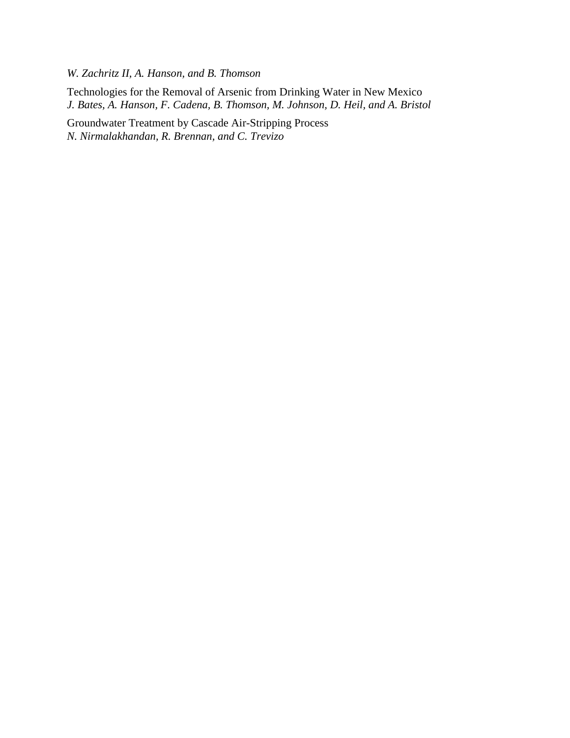*W. Zachritz II, A. Hanson, and B. Thomson*

Technologies for the Removal of Arsenic from Drinking Water in New Mexico
*J. Bates, A. Hanson, F. Cadena, B. Thomson, M. Johnson, D. Heil, and A. Bristol*

Groundwater Treatment by Cascade Air-Stripping Process
*N. Nirmalakhandan, R. Brennan, and C. Trevizo*